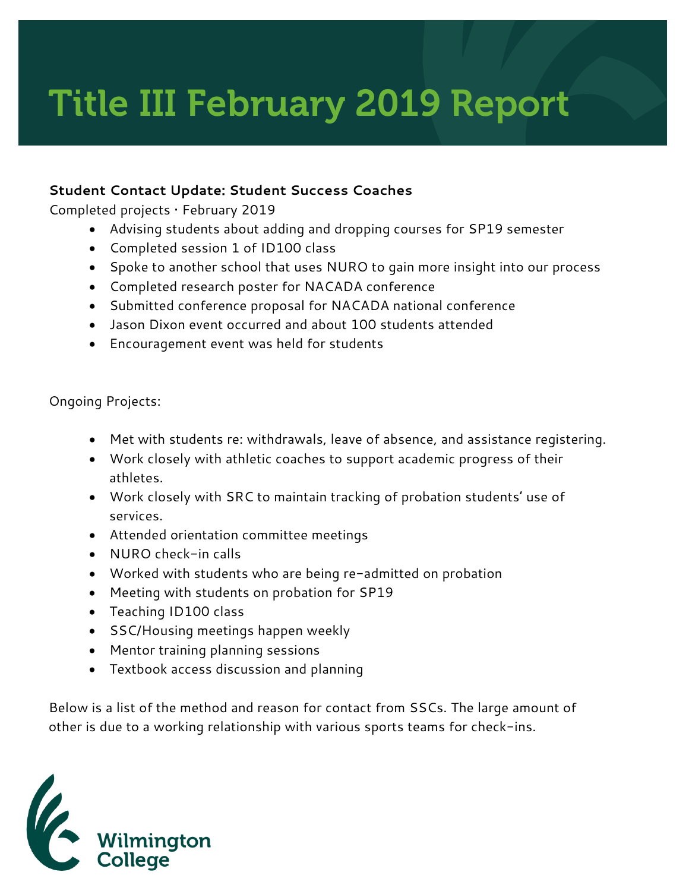# Title III February 2019 Report

**Student Contact Update: Student Success Coaches**

Completed projects · February 2019

- Advising students about adding and dropping courses for SP19 semester
- Completed session 1 of ID100 class
- Spoke to another school that uses NURO to gain more insight into our process
- Completed research poster for NACADA conference
- Submitted conference proposal for NACADA national conference
- Jason Dixon event occurred and about 100 students attended
- Encouragement event was held for students

Ongoing Projects:

- Met with students re: withdrawals, leave of absence, and assistance registering.
- Work closely with athletic coaches to support academic progress of their athletes.
- Work closely with SRC to maintain tracking of probation students' use of services.
- Attended orientation committee meetings
- NURO check-in calls
- Worked with students who are being re-admitted on probation
- Meeting with students on probation for SP19
- Teaching ID100 class
- SSC/Housing meetings happen weekly
- Mentor training planning sessions
- Textbook access discussion and planning

Below is a list of the method and reason for contact from SSCs. The large amount of other is due to a working relationship with various sports teams for check-ins.

Wilmington College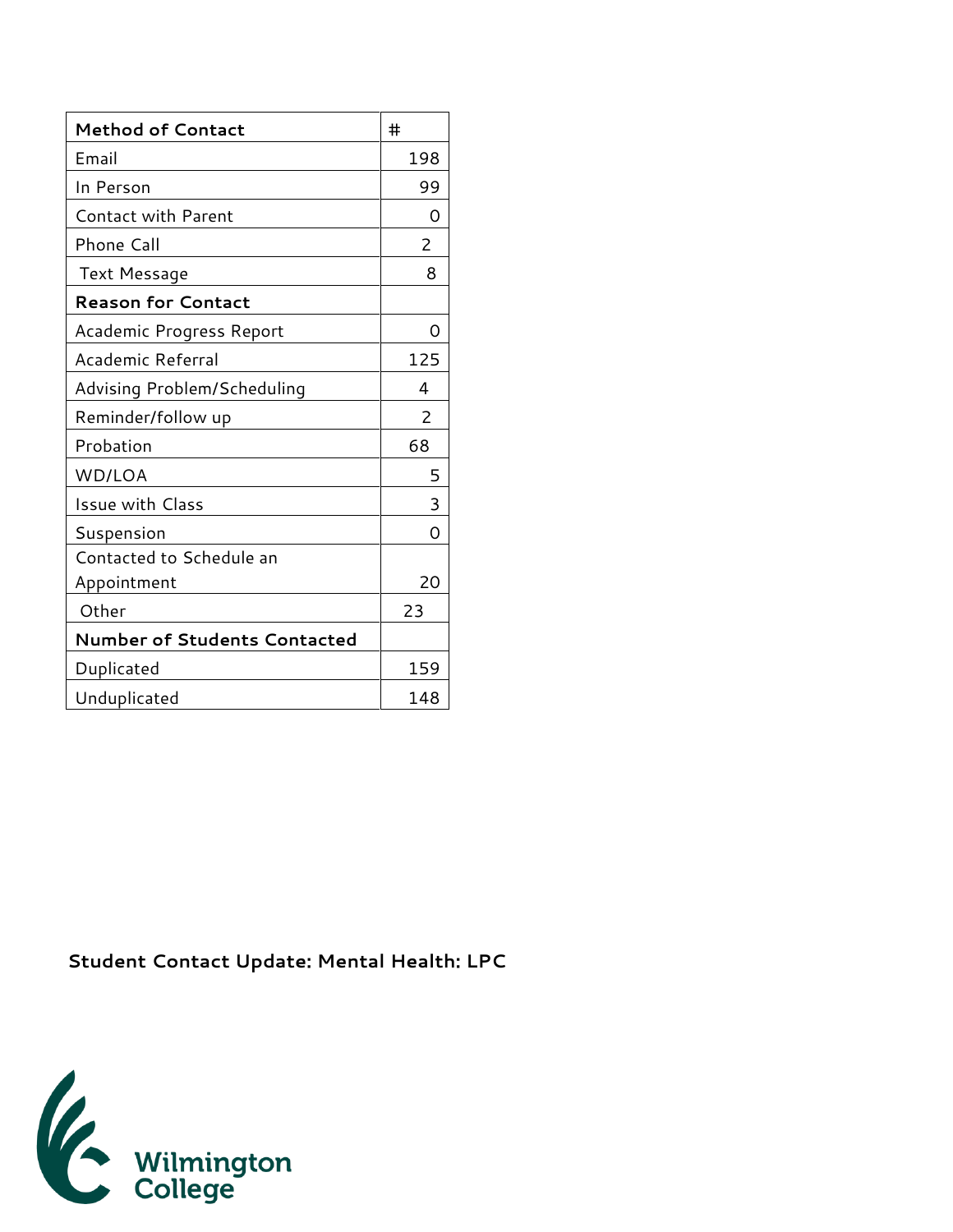| Method of Contact | # |
|---|---|
| Email | 198 |
| In Person | 99 |
| Contact with Parent | 0 |
| Phone Call | 2 |
| Text Message | 8 |
| **Reason for Contact** | |
| Academic Progress Report | 0 |
| Academic Referral | 125 |
| Advising Problem/Scheduling | 4 |
| Reminder/follow up | 2 |
| Probation | 68 |
| WD/LOA | 5 |
| Issue with Class | 3 |
| Suspension | 0 |
| Contacted to Schedule an Appointment | 20 |
| Other | 23 |
| **Number of Students Contacted** | |
| Duplicated | 159 |
| Unduplicated | 148 |

**Student Contact Update: Mental Health: LPC**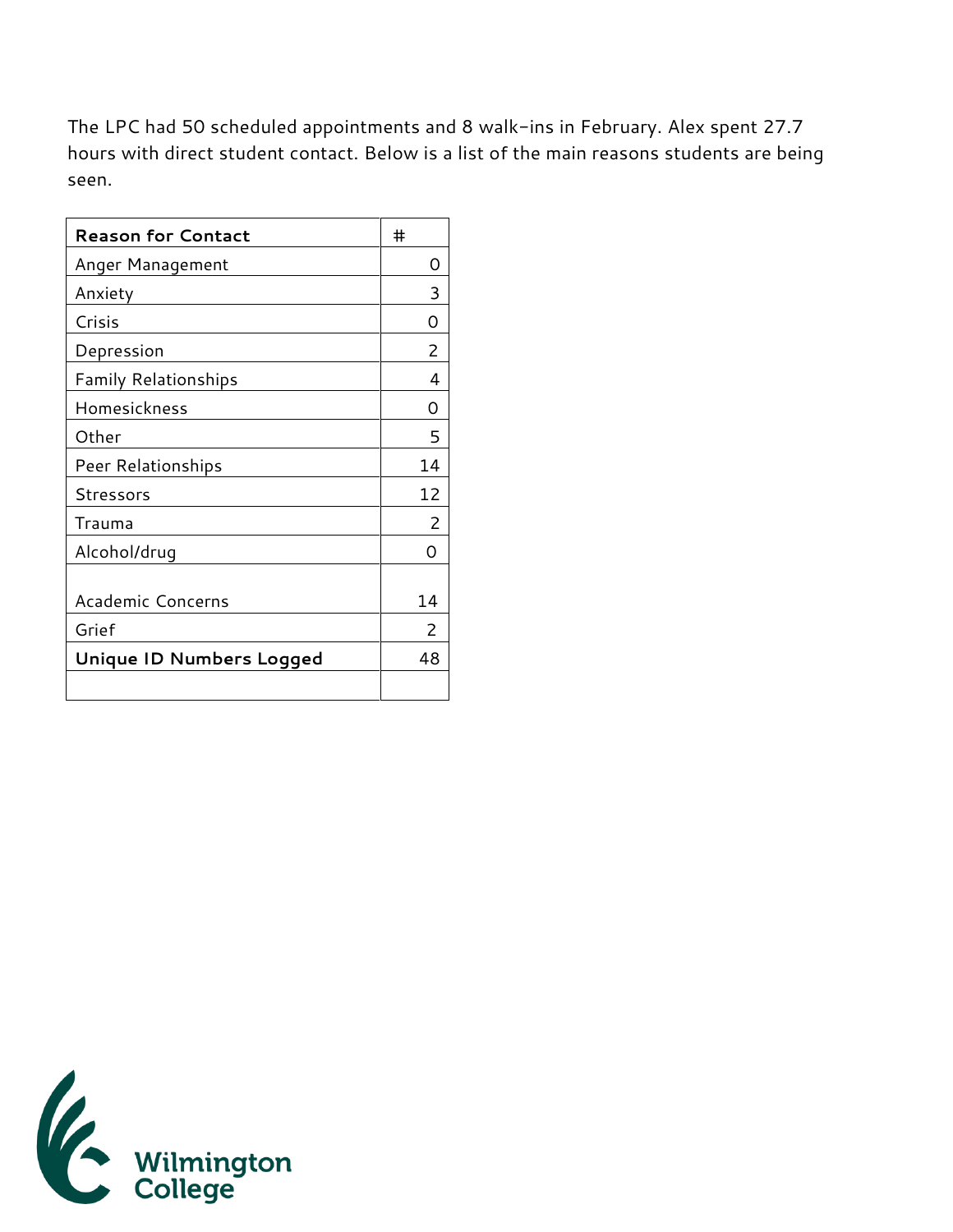The LPC had 50 scheduled appointments and 8 walk-ins in February. Alex spent 27.7 hours with direct student contact. Below is a list of the main reasons students are being seen.

| **Reason for Contact** | # |
|---|---|
| Anger Management | 0 |
| Anxiety | 3 |
| Crisis | 0 |
| Depression | 2 |
| Family Relationships | 4 |
| Homesickness | 0 |
| Other | 5 |
| Peer Relationships | 14 |
| Stressors | 12 |
| Trauma | 2 |
| Alcohol/drug | 0 |
| Academic Concerns | 14 |
| Grief | 2 |
| **Unique ID Numbers Logged** | 48 |
| | |

Wilmington College